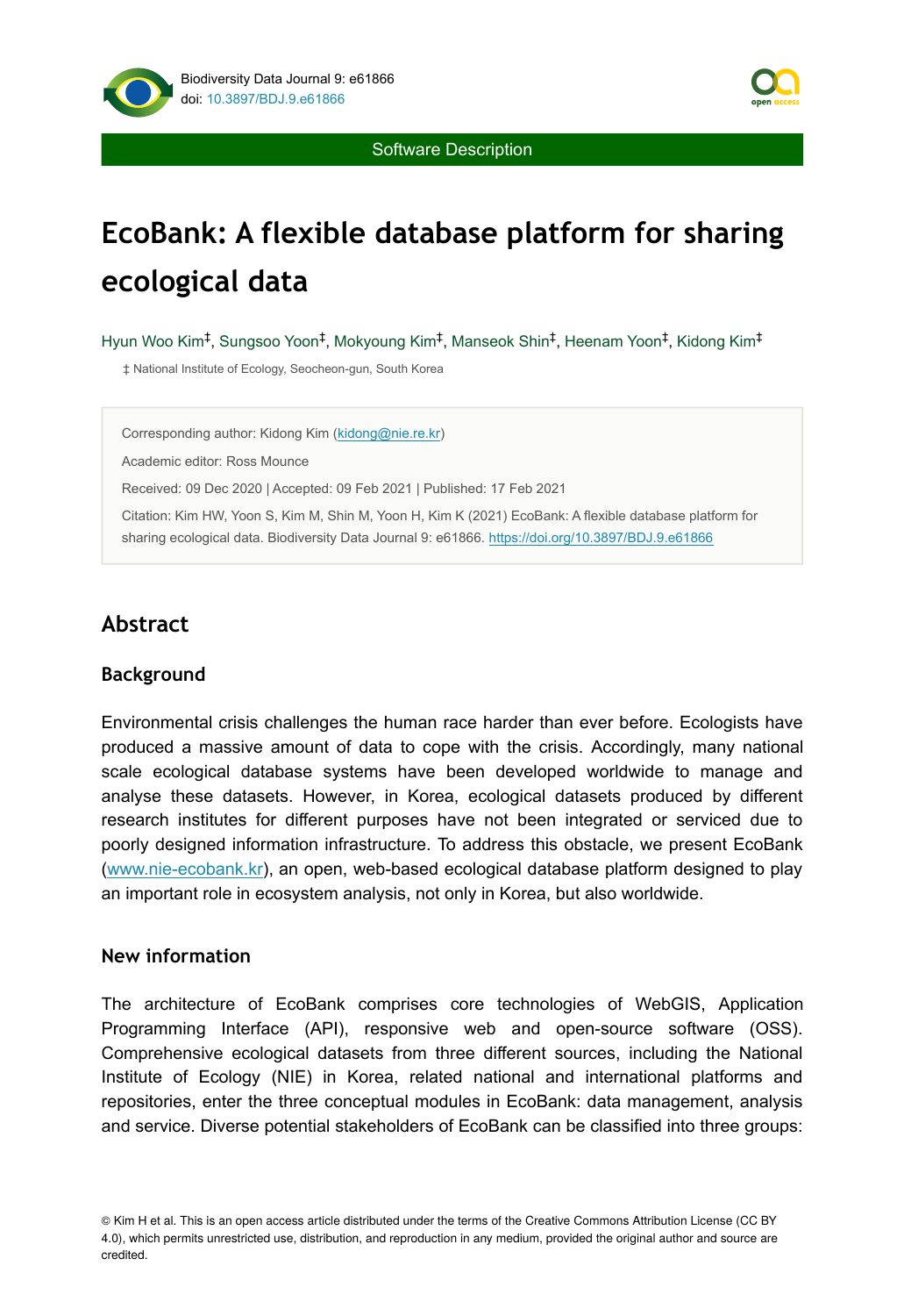Software Description

# EcoBank: A flexible database platform for sharing ecological data

Hyun Woo Kim[‡], Sungsoo Yoon[‡], Mokyoung Kim[‡], Manseok Shin[‡], Heenam Yoon[‡], Kidong Kim[‡]

‡ National Institute of Ecology, Seocheon-gun, South Korea

Corresponding author: Kidong Kim (kidong@nie.re.kr)

Academic editor: Ross Mounce

Received: 09 Dec 2020 | Accepted: 09 Feb 2021 | Published: 17 Feb 2021

Citation: Kim HW, Yoon S, Kim M, Shin M, Yoon H, Kim K (2021) EcoBank: A flexible database platform for sharing ecological data. Biodiversity Data Journal 9: e61866. https://doi.org/10.3897/BDJ.9.e61866

## Abstract

### Background

Environmental crisis challenges the human race harder than ever before. Ecologists have produced a massive amount of data to cope with the crisis. Accordingly, many national scale ecological database systems have been developed worldwide to manage and analyse these datasets. However, in Korea, ecological datasets produced by different research institutes for different purposes have not been integrated or serviced due to poorly designed information infrastructure. To address this obstacle, we present EcoBank (www.nie-ecobank.kr), an open, web-based ecological database platform designed to play an important role in ecosystem analysis, not only in Korea, but also worldwide.

### New information

The architecture of EcoBank comprises core technologies of WebGIS, Application Programming Interface (API), responsive web and open-source software (OSS). Comprehensive ecological datasets from three different sources, including the National Institute of Ecology (NIE) in Korea, related national and international platforms and repositories, enter the three conceptual modules in EcoBank: data management, analysis and service. Diverse potential stakeholders of EcoBank can be classified into three groups:

© Kim H et al. This is an open access article distributed under the terms of the Creative Commons Attribution License (CC BY 4.0), which permits unrestricted use, distribution, and reproduction in any medium, provided the original author and source are credited.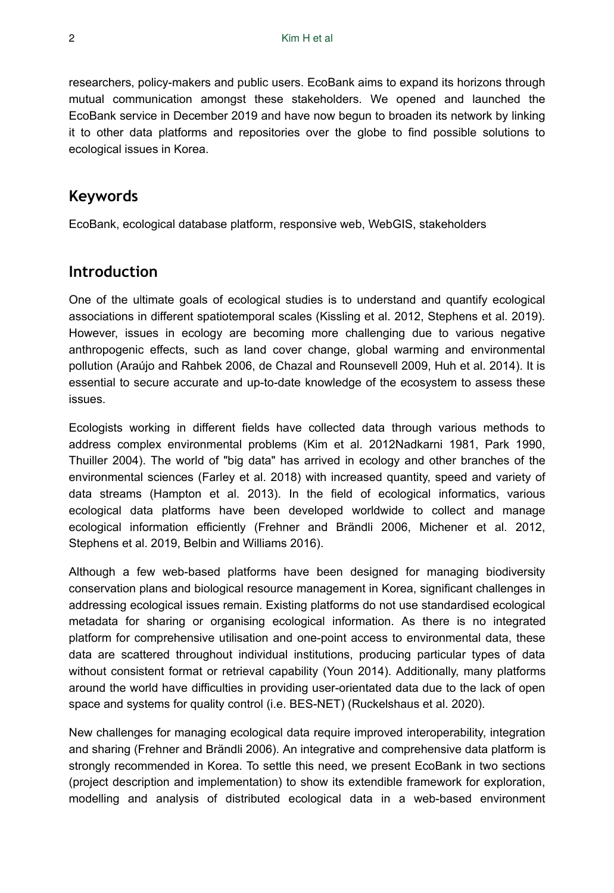researchers, policy-makers and public users. EcoBank aims to expand its horizons through mutual communication amongst these stakeholders. We opened and launched the EcoBank service in December 2019 and have now begun to broaden its network by linking it to other data platforms and repositories over the globe to find possible solutions to ecological issues in Korea.

## Keywords

EcoBank, ecological database platform, responsive web, WebGIS, stakeholders

## Introduction

One of the ultimate goals of ecological studies is to understand and quantify ecological associations in different spatiotemporal scales (Kissling et al. 2012, Stephens et al. 2019). However, issues in ecology are becoming more challenging due to various negative anthropogenic effects, such as land cover change, global warming and environmental pollution (Araújo and Rahbek 2006, de Chazal and Rounsevell 2009, Huh et al. 2014). It is essential to secure accurate and up-to-date knowledge of the ecosystem to assess these issues.

Ecologists working in different fields have collected data through various methods to address complex environmental problems (Kim et al. 2012Nadkarni 1981, Park 1990, Thuiller 2004). The world of "big data" has arrived in ecology and other branches of the environmental sciences (Farley et al. 2018) with increased quantity, speed and variety of data streams (Hampton et al. 2013). In the field of ecological informatics, various ecological data platforms have been developed worldwide to collect and manage ecological information efficiently (Frehner and Brändli 2006, Michener et al. 2012, Stephens et al. 2019, Belbin and Williams 2016).

Although a few web-based platforms have been designed for managing biodiversity conservation plans and biological resource management in Korea, significant challenges in addressing ecological issues remain. Existing platforms do not use standardised ecological metadata for sharing or organising ecological information. As there is no integrated platform for comprehensive utilisation and one-point access to environmental data, these data are scattered throughout individual institutions, producing particular types of data without consistent format or retrieval capability (Youn 2014). Additionally, many platforms around the world have difficulties in providing user-orientated data due to the lack of open space and systems for quality control (i.e. BES-NET) (Ruckelshaus et al. 2020).

New challenges for managing ecological data require improved interoperability, integration and sharing (Frehner and Brändli 2006). An integrative and comprehensive data platform is strongly recommended in Korea. To settle this need, we present EcoBank in two sections (project description and implementation) to show its extendible framework for exploration, modelling and analysis of distributed ecological data in a web-based environment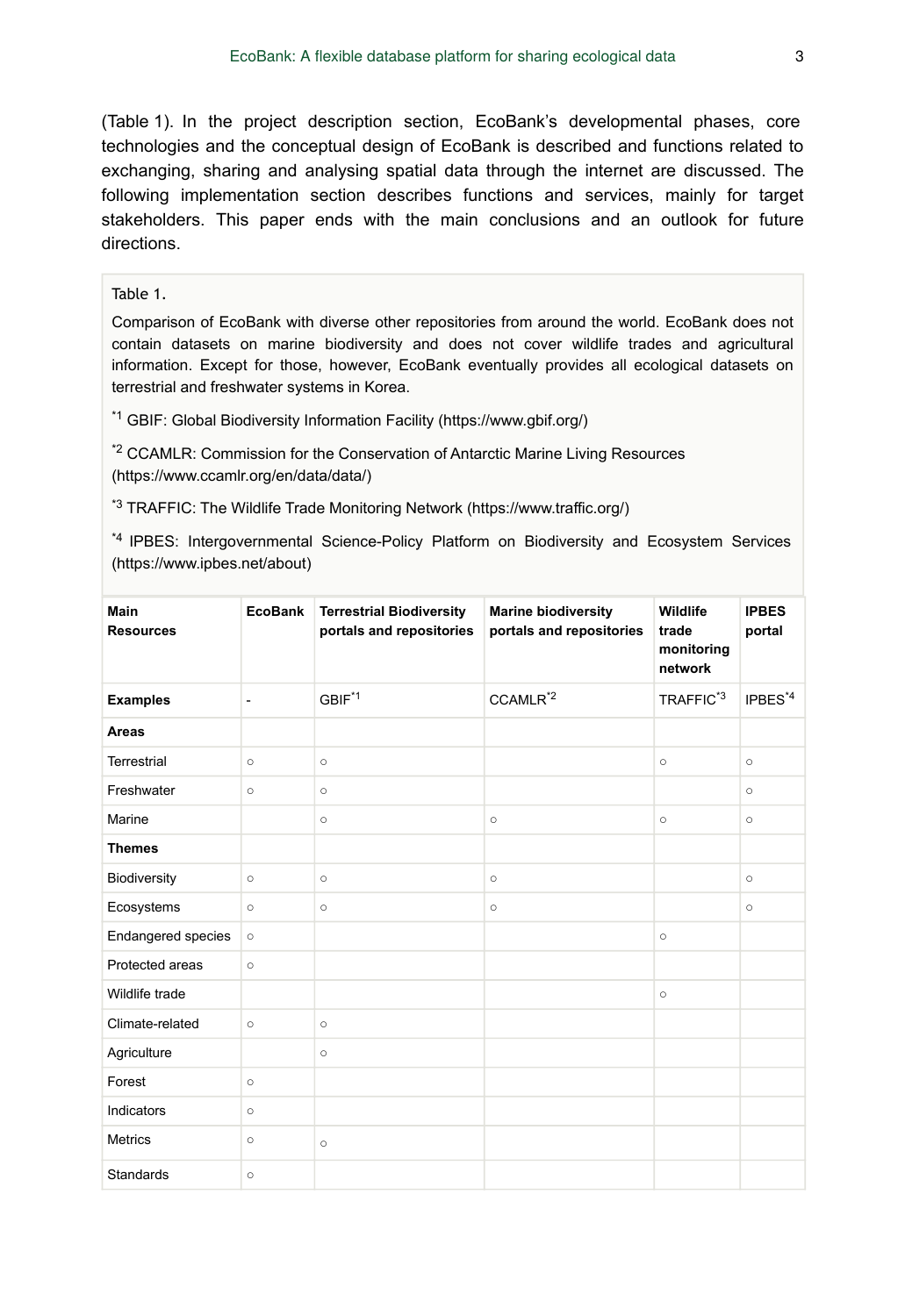(Table 1). In the project description section, EcoBank's developmental phases, core technologies and the conceptual design of EcoBank is described and functions related to exchanging, sharing and analysing spatial data through the internet are discussed. The following implementation section describes functions and services, mainly for target stakeholders. This paper ends with the main conclusions and an outlook for future directions.

Table 1.

Comparison of EcoBank with diverse other repositories from around the world. EcoBank does not contain datasets on marine biodiversity and does not cover wildlife trades and agricultural information. Except for those, however, EcoBank eventually provides all ecological datasets on terrestrial and freshwater systems in Korea.

[*1] GBIF: Global Biodiversity Information Facility (https://www.gbif.org/)

[*2] CCAMLR: Commission for the Conservation of Antarctic Marine Living Resources (https://www.ccamlr.org/en/data/data/)

[*3] TRAFFIC: The Wildlife Trade Monitoring Network (https://www.traffic.org/)

[*4] IPBES: Intergovernmental Science-Policy Platform on Biodiversity and Ecosystem Services (https://www.ipbes.net/about)

| Main Resources | EcoBank | Terrestrial Biodiversity portals and repositories | Marine biodiversity portals and repositories | Wildlife trade monitoring network | IPBES portal |
|---|---|---|---|---|---|
| **Examples** | - | GBIF[*1] | CCAMLR[*2] | TRAFFIC[*3] | IPBES[*4] |
| **Areas** | | | | | |
| Terrestrial | ○ | ○ | | ○ | ○ |
| Freshwater | ○ | ○ | | | ○ |
| Marine | | ○ | ○ | ○ | ○ |
| **Themes** | | | | | |
| Biodiversity | ○ | ○ | ○ | | ○ |
| Ecosystems | ○ | ○ | ○ | | ○ |
| Endangered species | ○ | | | ○ | |
| Protected areas | ○ | | | | |
| Wildlife trade | | | | ○ | |
| Climate-related | ○ | ○ | | | |
| Agriculture | | ○ | | | |
| Forest | ○ | | | | |
| Indicators | ○ | | | | |
| Metrics | ○ | ○ | | | |
| Standards | ○ | | | | |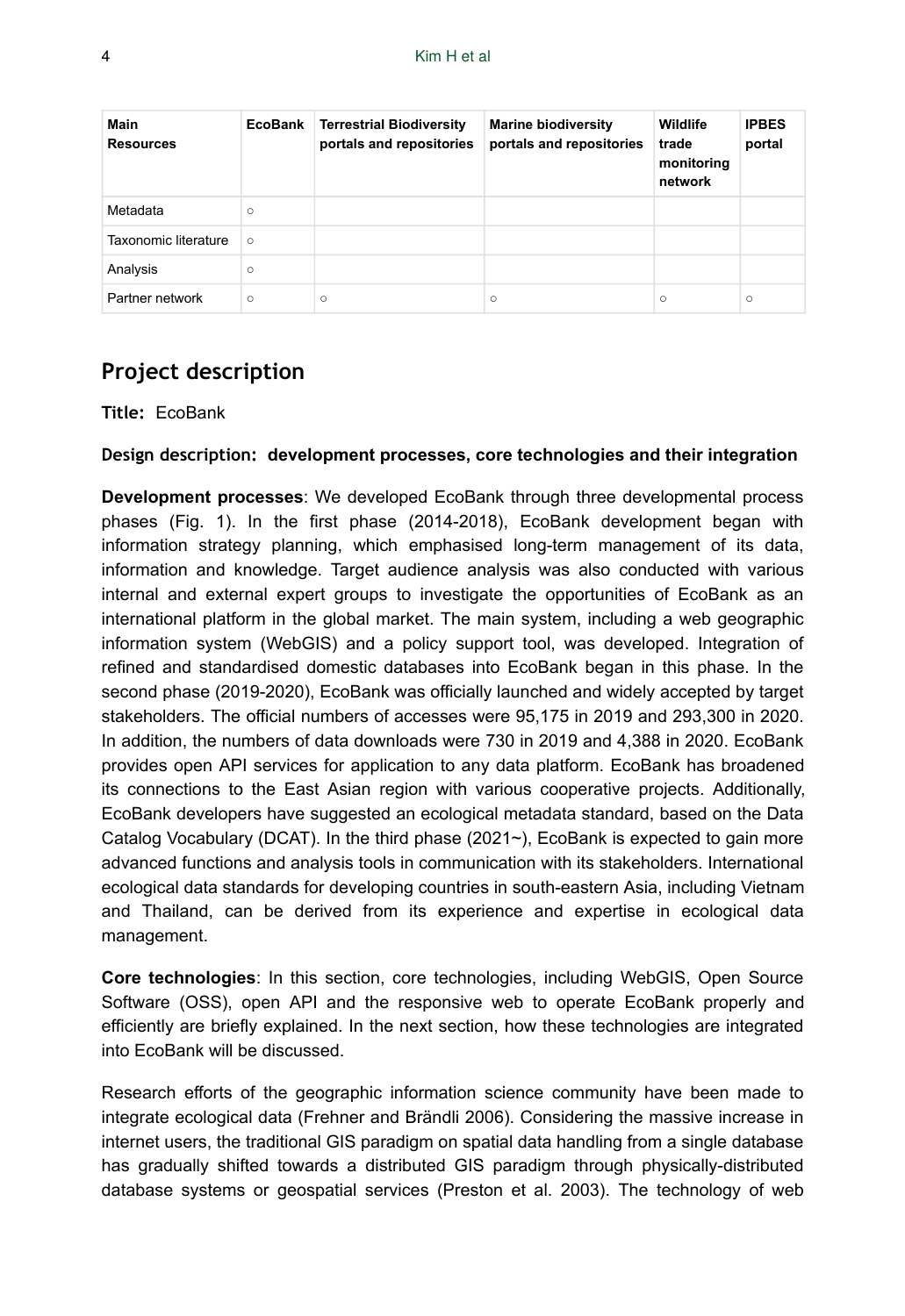| Main Resources | EcoBank | Terrestrial Biodiversity portals and repositories | Marine biodiversity portals and repositories | Wildlife trade monitoring network | IPBES portal |
| --- | --- | --- | --- | --- | --- |
| Metadata | ○ | | | | |
| Taxonomic literature | ○ | | | | |
| Analysis | ○ | | | | |
| Partner network | ○ | ○ | ○ | ○ | ○ |

## Project description

**Title:** EcoBank

**Design description: development processes, core technologies and their integration**

**Development processes**: We developed EcoBank through three developmental process phases (Fig. 1). In the first phase (2014-2018), EcoBank development began with information strategy planning, which emphasised long-term management of its data, information and knowledge. Target audience analysis was also conducted with various internal and external expert groups to investigate the opportunities of EcoBank as an international platform in the global market. The main system, including a web geographic information system (WebGIS) and a policy support tool, was developed. Integration of refined and standardised domestic databases into EcoBank began in this phase. In the second phase (2019-2020), EcoBank was officially launched and widely accepted by target stakeholders. The official numbers of accesses were 95,175 in 2019 and 293,300 in 2020. In addition, the numbers of data downloads were 730 in 2019 and 4,388 in 2020. EcoBank provides open API services for application to any data platform. EcoBank has broadened its connections to the East Asian region with various cooperative projects. Additionally, EcoBank developers have suggested an ecological metadata standard, based on the Data Catalog Vocabulary (DCAT). In the third phase (2021~), EcoBank is expected to gain more advanced functions and analysis tools in communication with its stakeholders. International ecological data standards for developing countries in south-eastern Asia, including Vietnam and Thailand, can be derived from its experience and expertise in ecological data management.

**Core technologies**: In this section, core technologies, including WebGIS, Open Source Software (OSS), open API and the responsive web to operate EcoBank properly and efficiently are briefly explained. In the next section, how these technologies are integrated into EcoBank will be discussed.

Research efforts of the geographic information science community have been made to integrate ecological data (Frehner and Brändli 2006). Considering the massive increase in internet users, the traditional GIS paradigm on spatial data handling from a single database has gradually shifted towards a distributed GIS paradigm through physically-distributed database systems or geospatial services (Preston et al. 2003). The technology of web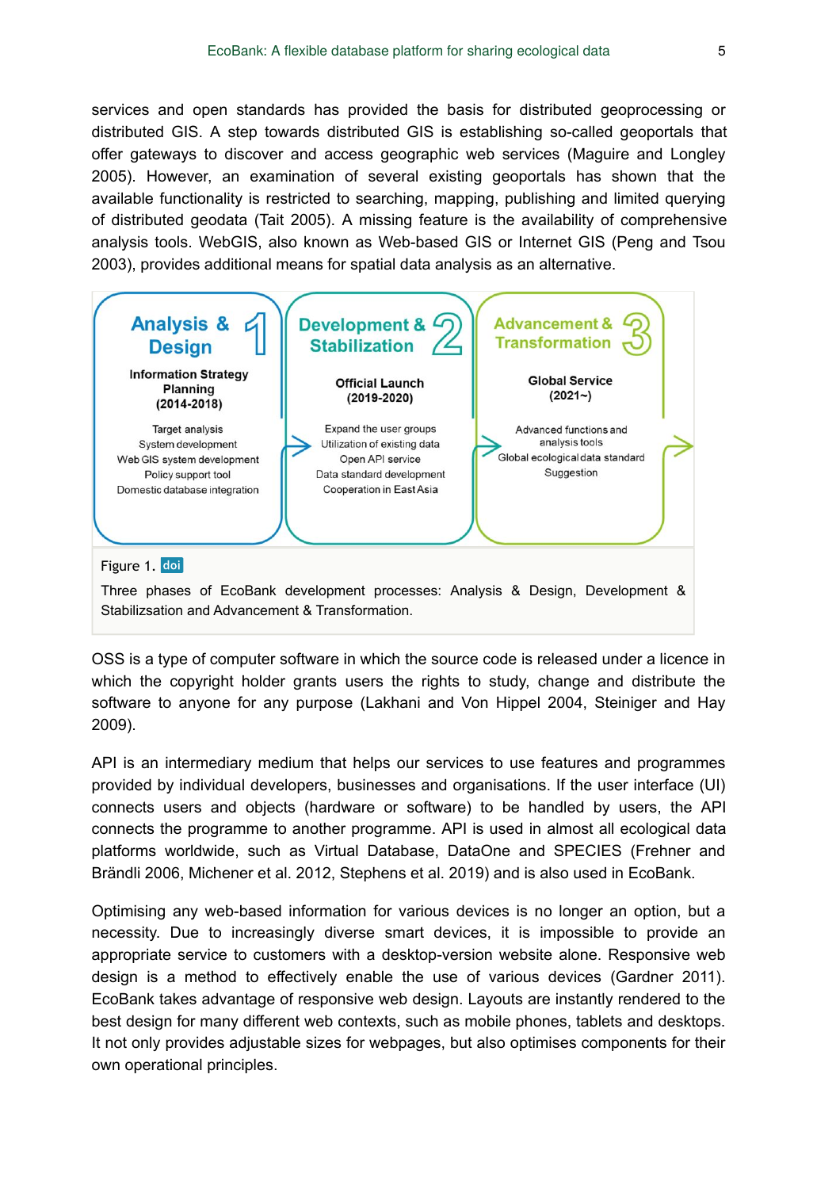services and open standards has provided the basis for distributed geoprocessing or distributed GIS. A step towards distributed GIS is establishing so-called geoportals that offer gateways to discover and access geographic web services (Maguire and Longley 2005). However, an examination of several existing geoportals has shown that the available functionality is restricted to searching, mapping, publishing and limited querying of distributed geodata (Tait 2005). A missing feature is the availability of comprehensive analysis tools. WebGIS, also known as Web-based GIS or Internet GIS (Peng and Tsou 2003), provides additional means for spatial data analysis as an alternative.

**Analysis & Design** 1

**Information Strategy Planning (2014-2018)**

- Target analysis
- System development
- Web GIS system development
- Policy support tool
- Domestic database integration

**Development & Stabilization** 2

**Official Launch (2019-2020)**

- Expand the user groups
- Utilization of existing data
- Open API service
- Data standard development
- Cooperation in East Asia

**Advancement & Transformation** 3

**Global Service (2021~)**

- Advanced functions and analysis tools
- Global ecological data standard
- Suggestion

Figure 1. doi

Three phases of EcoBank development processes: Analysis & Design, Development & Stabilizsation and Advancement & Transformation.

OSS is a type of computer software in which the source code is released under a licence in which the copyright holder grants users the rights to study, change and distribute the software to anyone for any purpose (Lakhani and Von Hippel 2004, Steiniger and Hay 2009).

API is an intermediary medium that helps our services to use features and programmes provided by individual developers, businesses and organisations. If the user interface (UI) connects users and objects (hardware or software) to be handled by users, the API connects the programme to another programme. API is used in almost all ecological data platforms worldwide, such as Virtual Database, DataOne and SPECIES (Frehner and Brändli 2006, Michener et al. 2012, Stephens et al. 2019) and is also used in EcoBank.

Optimising any web-based information for various devices is no longer an option, but a necessity. Due to increasingly diverse smart devices, it is impossible to provide an appropriate service to customers with a desktop-version website alone. Responsive web design is a method to effectively enable the use of various devices (Gardner 2011). EcoBank takes advantage of responsive web design. Layouts are instantly rendered to the best design for many different web contexts, such as mobile phones, tablets and desktops. It not only provides adjustable sizes for webpages, but also optimises components for their own operational principles.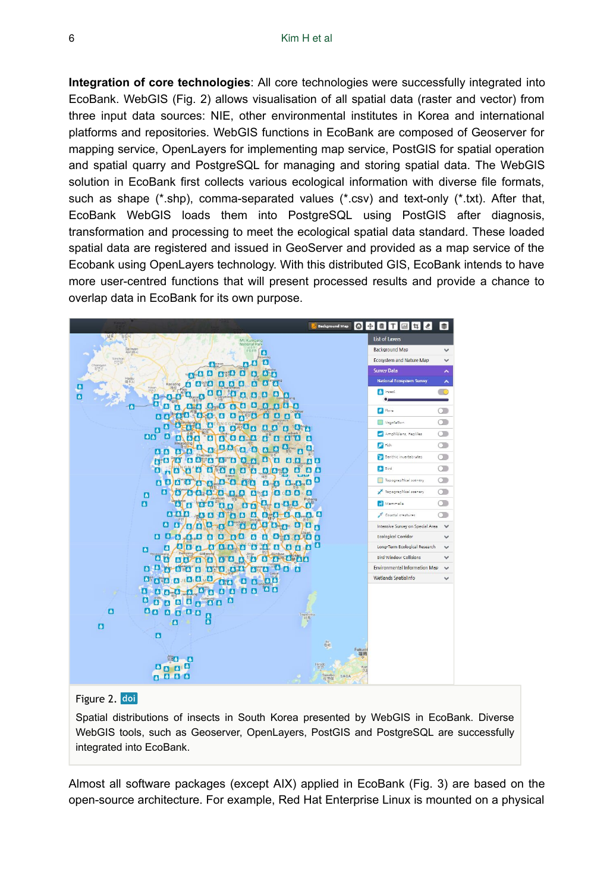**Integration of core technologies**: All core technologies were successfully integrated into EcoBank. WebGIS (Fig. 2) allows visualisation of all spatial data (raster and vector) from three input data sources: NIE, other environmental institutes in Korea and international platforms and repositories. WebGIS functions in EcoBank are composed of Geoserver for mapping service, OpenLayers for implementing map service, PostGIS for spatial operation and spatial quarry and PostgreSQL for managing and storing spatial data. The WebGIS solution in EcoBank first collects various ecological information with diverse file formats, such as shape (*.shp), comma-separated values (*.csv) and text-only (*.txt). After that, EcoBank WebGIS loads them into PostgreSQL using PostGIS after diagnosis, transformation and processing to meet the ecological spatial data standard. These loaded spatial data are registered and issued in GeoServer and provided as a map service of the Ecobank using OpenLayers technology. With this distributed GIS, EcoBank intends to have more user-centred functions that will present processed results and provide a chance to overlap data in EcoBank for its own purpose.

Figure 2. doi

Spatial distributions of insects in South Korea presented by WebGIS in EcoBank. Diverse WebGIS tools, such as Geoserver, OpenLayers, PostGIS and PostgreSQL are successfully integrated into EcoBank.

Almost all software packages (except AIX) applied in EcoBank (Fig. 3) are based on the open-source architecture. For example, Red Hat Enterprise Linux is mounted on a physical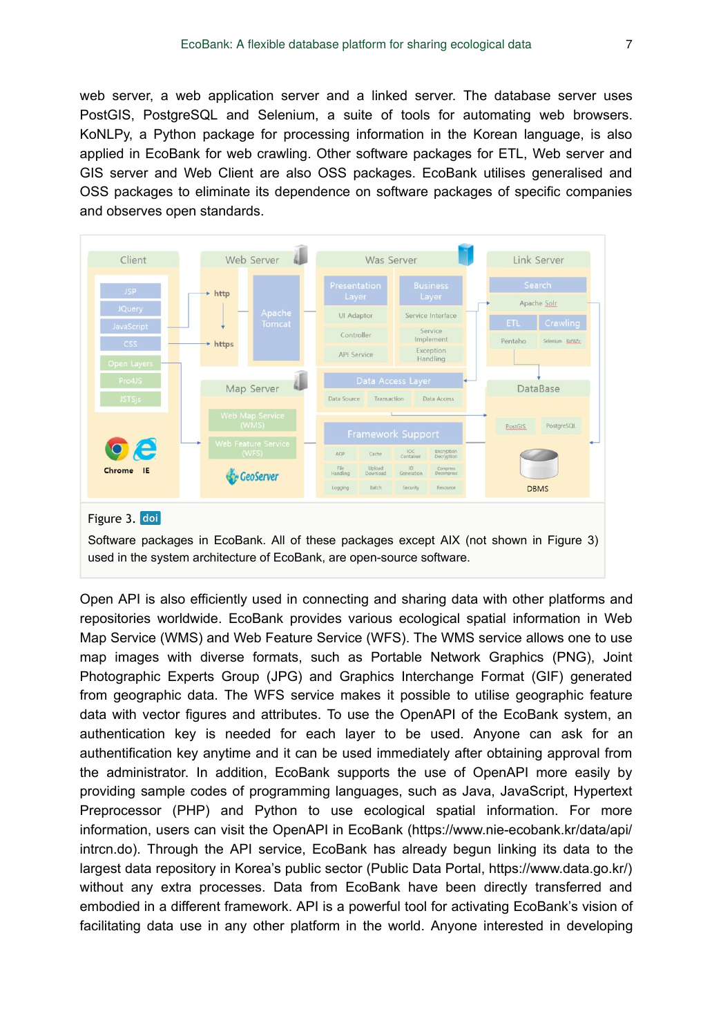web server, a web application server and a linked server. The database server uses PostGIS, PostgreSQL and Selenium, a suite of tools for automating web browsers. KoNLPy, a Python package for processing information in the Korean language, is also applied in EcoBank for web crawling. Other software packages for ETL, Web server and GIS server and Web Client are also OSS packages. EcoBank utilises generalised and OSS packages to eliminate its dependence on software packages of specific companies and observes open standards.

Figure 3. doi

Software packages in EcoBank. All of these packages except AIX (not shown in Figure 3) used in the system architecture of EcoBank, are open-source software.

Open API is also efficiently used in connecting and sharing data with other platforms and repositories worldwide. EcoBank provides various ecological spatial information in Web Map Service (WMS) and Web Feature Service (WFS). The WMS service allows one to use map images with diverse formats, such as Portable Network Graphics (PNG), Joint Photographic Experts Group (JPG) and Graphics Interchange Format (GIF) generated from geographic data. The WFS service makes it possible to utilise geographic feature data with vector figures and attributes. To use the OpenAPI of the EcoBank system, an authentication key is needed for each layer to be used. Anyone can ask for an authentification key anytime and it can be used immediately after obtaining approval from the administrator. In addition, EcoBank supports the use of OpenAPI more easily by providing sample codes of programming languages, such as Java, JavaScript, Hypertext Preprocessor (PHP) and Python to use ecological spatial information. For more information, users can visit the OpenAPI in EcoBank (https://www.nie-ecobank.kr/data/api/intrcn.do). Through the API service, EcoBank has already begun linking its data to the largest data repository in Korea's public sector (Public Data Portal, https://www.data.go.kr/) without any extra processes. Data from EcoBank have been directly transferred and embodied in a different framework. API is a powerful tool for activating EcoBank's vision of facilitating data use in any other platform in the world. Anyone interested in developing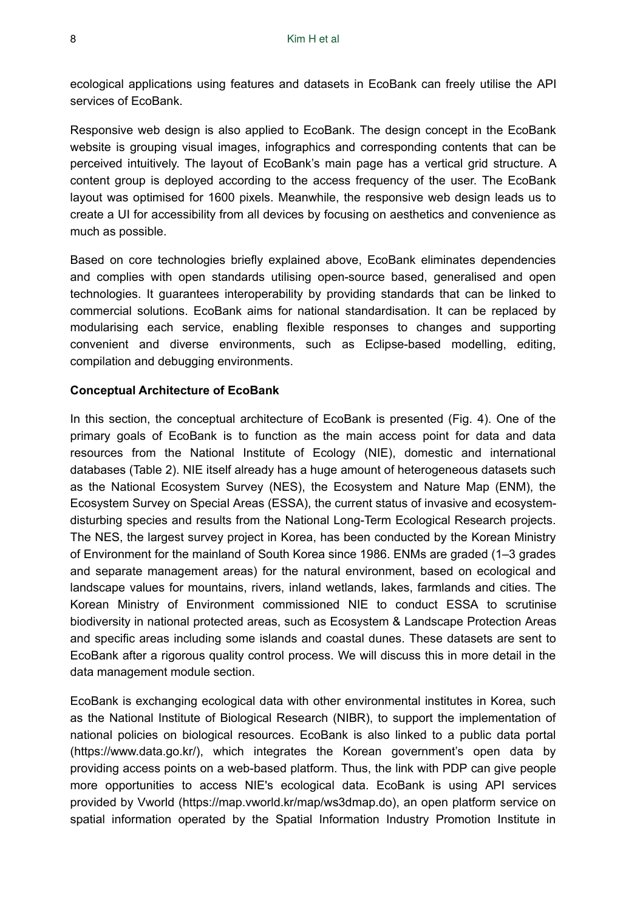ecological applications using features and datasets in EcoBank can freely utilise the API services of EcoBank.

Responsive web design is also applied to EcoBank. The design concept in the EcoBank website is grouping visual images, infographics and corresponding contents that can be perceived intuitively. The layout of EcoBank's main page has a vertical grid structure. A content group is deployed according to the access frequency of the user. The EcoBank layout was optimised for 1600 pixels. Meanwhile, the responsive web design leads us to create a UI for accessibility from all devices by focusing on aesthetics and convenience as much as possible.

Based on core technologies briefly explained above, EcoBank eliminates dependencies and complies with open standards utilising open-source based, generalised and open technologies. It guarantees interoperability by providing standards that can be linked to commercial solutions. EcoBank aims for national standardisation. It can be replaced by modularising each service, enabling flexible responses to changes and supporting convenient and diverse environments, such as Eclipse-based modelling, editing, compilation and debugging environments.

**Conceptual Architecture of EcoBank**

In this section, the conceptual architecture of EcoBank is presented (Fig. 4). One of the primary goals of EcoBank is to function as the main access point for data and data resources from the National Institute of Ecology (NIE), domestic and international databases (Table 2). NIE itself already has a huge amount of heterogeneous datasets such as the National Ecosystem Survey (NES), the Ecosystem and Nature Map (ENM), the Ecosystem Survey on Special Areas (ESSA), the current status of invasive and ecosystem-disturbing species and results from the National Long-Term Ecological Research projects. The NES, the largest survey project in Korea, has been conducted by the Korean Ministry of Environment for the mainland of South Korea since 1986. ENMs are graded (1–3 grades and separate management areas) for the natural environment, based on ecological and landscape values for mountains, rivers, inland wetlands, lakes, farmlands and cities. The Korean Ministry of Environment commissioned NIE to conduct ESSA to scrutinise biodiversity in national protected areas, such as Ecosystem & Landscape Protection Areas and specific areas including some islands and coastal dunes. These datasets are sent to EcoBank after a rigorous quality control process. We will discuss this in more detail in the data management module section.

EcoBank is exchanging ecological data with other environmental institutes in Korea, such as the National Institute of Biological Research (NIBR), to support the implementation of national policies on biological resources. EcoBank is also linked to a public data portal (https://www.data.go.kr/), which integrates the Korean government's open data by providing access points on a web-based platform. Thus, the link with PDP can give people more opportunities to access NIE's ecological data. EcoBank is using API services provided by Vworld (https://map.vworld.kr/map/ws3dmap.do), an open platform service on spatial information operated by the Spatial Information Industry Promotion Institute in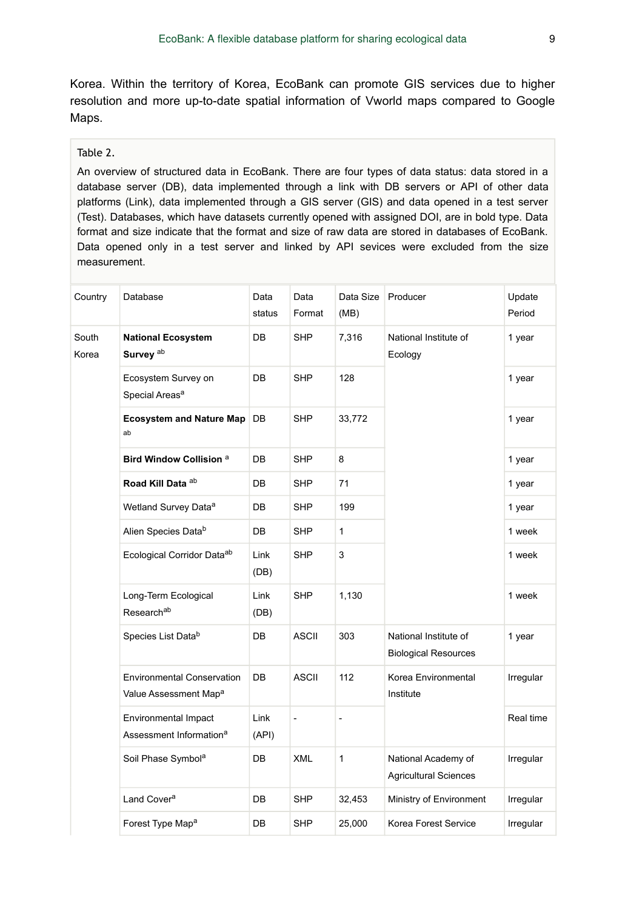Korea. Within the territory of Korea, EcoBank can promote GIS services due to higher resolution and more up-to-date spatial information of Vworld maps compared to Google Maps.

Table 2.

An overview of structured data in EcoBank. There are four types of data status: data stored in a database server (DB), data implemented through a link with DB servers or API of other data platforms (Link), data implemented through a GIS server (GIS) and data opened in a test server (Test). Databases, which have datasets currently opened with assigned DOI, are in bold type. Data format and size indicate that the format and size of raw data are stored in databases of EcoBank. Data opened only in a test server and linked by API sevices were excluded from the size measurement.

| Country | Database | Data status | Data Format | Data Size (MB) | Producer | Update Period |
|---|---|---|---|---|---|---|
| South Korea | **National Ecosystem Survey** [ab] | DB | SHP | 7,316 | National Institute of Ecology | 1 year |
| | Ecosystem Survey on Special Areas[a] | DB | SHP | 128 | | 1 year |
| | **Ecosystem and Nature Map** [ab] | DB | SHP | 33,772 | | 1 year |
| | **Bird Window Collision** [a] | DB | SHP | 8 | | 1 year |
| | **Road Kill Data** [ab] | DB | SHP | 71 | | 1 year |
| | Wetland Survey Data[a] | DB | SHP | 199 | | 1 year |
| | Alien Species Data[b] | DB | SHP | 1 | | 1 week |
| | Ecological Corridor Data[ab] | Link (DB) | SHP | 3 | | 1 week |
| | Long-Term Ecological Research[ab] | Link (DB) | SHP | 1,130 | | 1 week |
| | Species List Data[b] | DB | ASCII | 303 | National Institute of Biological Resources | 1 year |
| | Environmental Conservation Value Assessment Map[a] | DB | ASCII | 112 | Korea Environmental Institute | Irregular |
| | Environmental Impact Assessment Information[a] | Link (API) | - | - | | Real time |
| | Soil Phase Symbol[a] | DB | XML | 1 | National Academy of Agricultural Sciences | Irregular |
| | Land Cover[a] | DB | SHP | 32,453 | Ministry of Environment | Irregular |
| | Forest Type Map[a] | DB | SHP | 25,000 | Korea Forest Service | Irregular |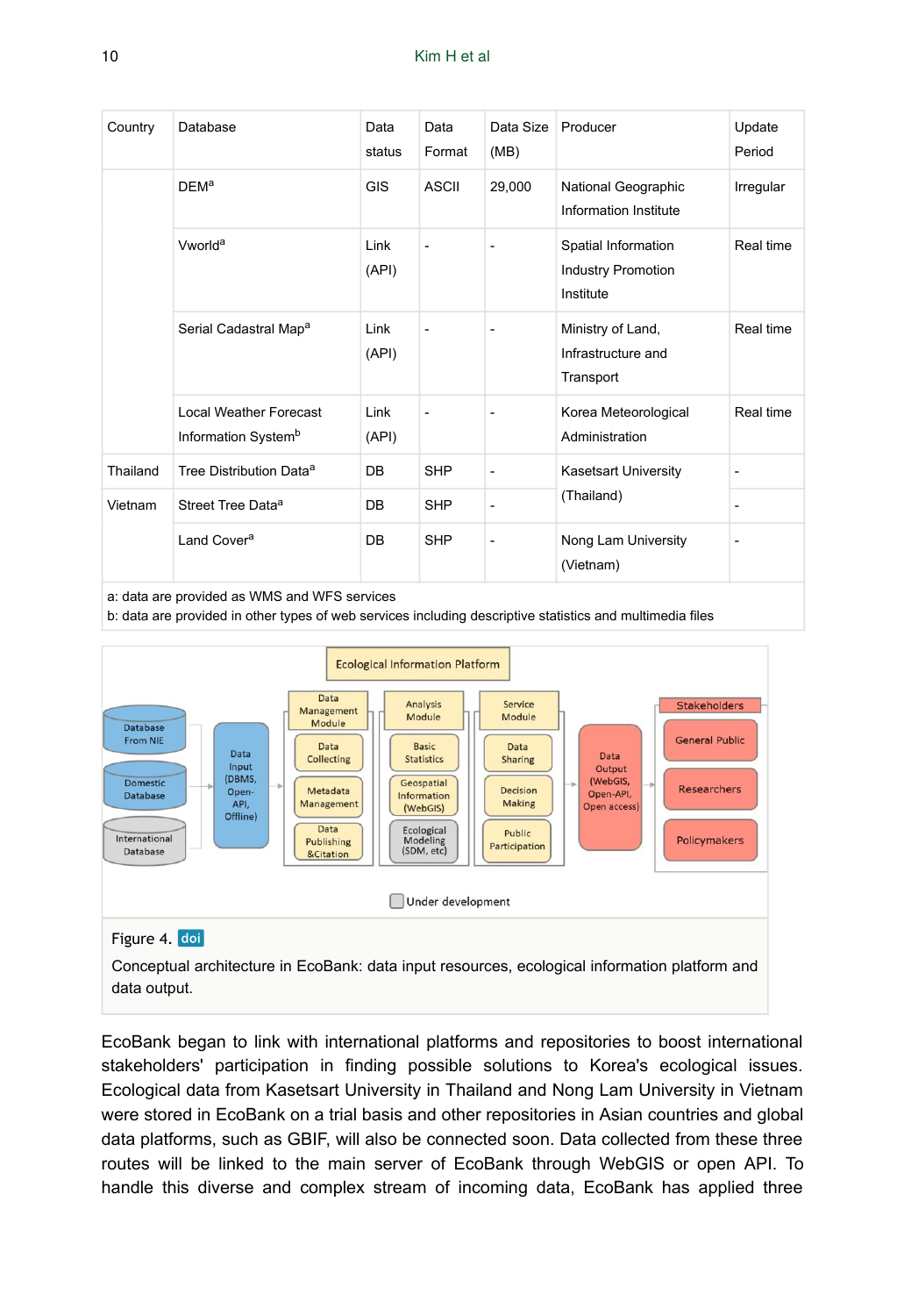| Country | Database | Data status | Data Format | Data Size (MB) | Producer | Update Period |
|---|---|---|---|---|---|---|
| | DEM[a] | GIS | ASCII | 29,000 | National Geographic Information Institute | Irregular |
| | Vworld[a] | Link (API) | - | - | Spatial Information Industry Promotion Institute | Real time |
| | Serial Cadastral Map[a] | Link (API) | - | - | Ministry of Land, Infrastructure and Transport | Real time |
| | Local Weather Forecast Information System[b] | Link (API) | - | - | Korea Meteorological Administration | Real time |
| Thailand | Tree Distribution Data[a] | DB | SHP | - | Kasetsart University (Thailand) | - |
| Vietnam | Street Tree Data[a] | DB | SHP | - | | - |
| | Land Cover[a] | DB | SHP | - | Nong Lam University (Vietnam) | - |

a: data are provided as WMS and WFS services
b: data are provided in other types of web services including descriptive statistics and multimedia files

Figure 4. doi

Conceptual architecture in EcoBank: data input resources, ecological information platform and data output.

EcoBank began to link with international platforms and repositories to boost international stakeholders' participation in finding possible solutions to Korea's ecological issues. Ecological data from Kasetsart University in Thailand and Nong Lam University in Vietnam were stored in EcoBank on a trial basis and other repositories in Asian countries and global data platforms, such as GBIF, will also be connected soon. Data collected from these three routes will be linked to the main server of EcoBank through WebGIS or open API. To handle this diverse and complex stream of incoming data, EcoBank has applied three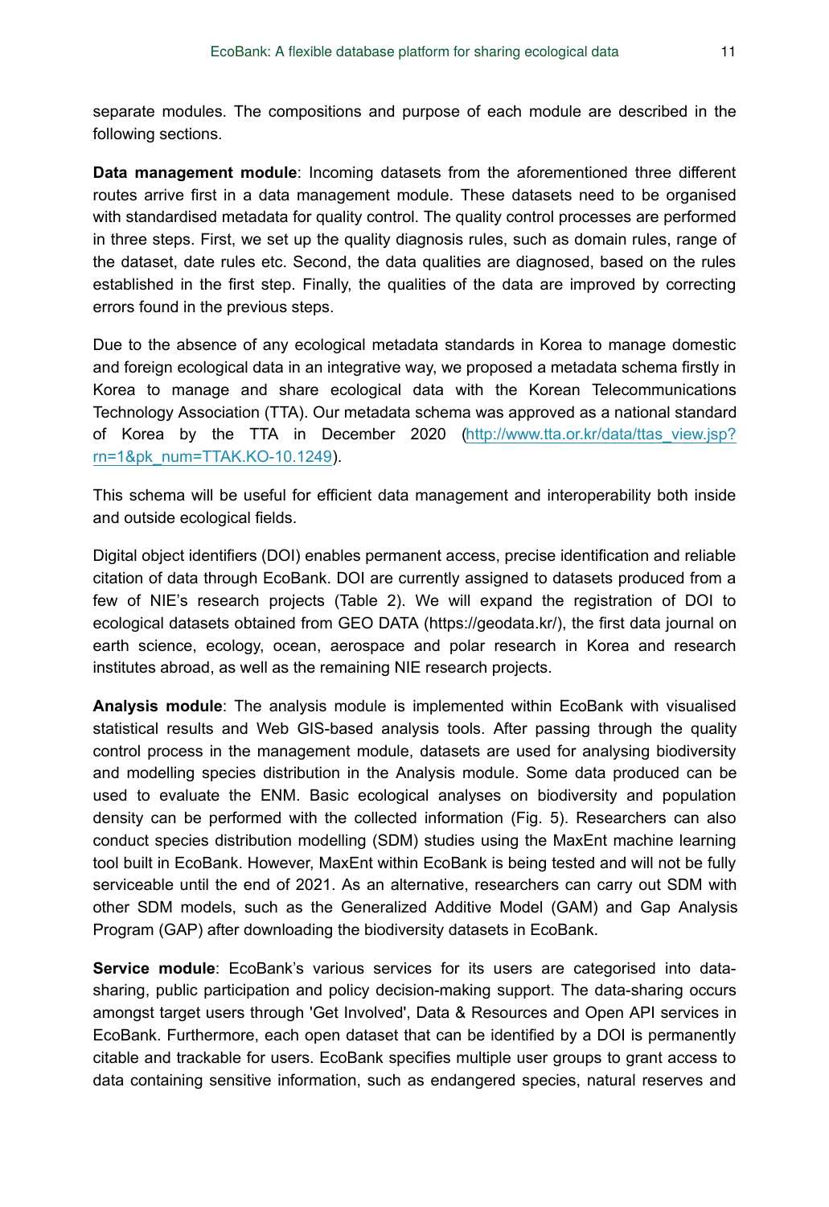separate modules. The compositions and purpose of each module are described in the following sections.

**Data management module**: Incoming datasets from the aforementioned three different routes arrive first in a data management module. These datasets need to be organised with standardised metadata for quality control. The quality control processes are performed in three steps. First, we set up the quality diagnosis rules, such as domain rules, range of the dataset, date rules etc. Second, the data qualities are diagnosed, based on the rules established in the first step. Finally, the qualities of the data are improved by correcting errors found in the previous steps.

Due to the absence of any ecological metadata standards in Korea to manage domestic and foreign ecological data in an integrative way, we proposed a metadata schema firstly in Korea to manage and share ecological data with the Korean Telecommunications Technology Association (TTA). Our metadata schema was approved as a national standard of Korea by the TTA in December 2020 (http://www.tta.or.kr/data/ttas_view.jsp?rn=1&pk_num=TTAK.KO-10.1249).

This schema will be useful for efficient data management and interoperability both inside and outside ecological fields.

Digital object identifiers (DOI) enables permanent access, precise identification and reliable citation of data through EcoBank. DOI are currently assigned to datasets produced from a few of NIE's research projects (Table 2). We will expand the registration of DOI to ecological datasets obtained from GEO DATA (https://geodata.kr/), the first data journal on earth science, ecology, ocean, aerospace and polar research in Korea and research institutes abroad, as well as the remaining NIE research projects.

**Analysis module**: The analysis module is implemented within EcoBank with visualised statistical results and Web GIS-based analysis tools. After passing through the quality control process in the management module, datasets are used for analysing biodiversity and modelling species distribution in the Analysis module. Some data produced can be used to evaluate the ENM. Basic ecological analyses on biodiversity and population density can be performed with the collected information (Fig. 5). Researchers can also conduct species distribution modelling (SDM) studies using the MaxEnt machine learning tool built in EcoBank. However, MaxEnt within EcoBank is being tested and will not be fully serviceable until the end of 2021. As an alternative, researchers can carry out SDM with other SDM models, such as the Generalized Additive Model (GAM) and Gap Analysis Program (GAP) after downloading the biodiversity datasets in EcoBank.

**Service module**: EcoBank's various services for its users are categorised into data-sharing, public participation and policy decision-making support. The data-sharing occurs amongst target users through 'Get Involved', Data & Resources and Open API services in EcoBank. Furthermore, each open dataset that can be identified by a DOI is permanently citable and trackable for users. EcoBank specifies multiple user groups to grant access to data containing sensitive information, such as endangered species, natural reserves and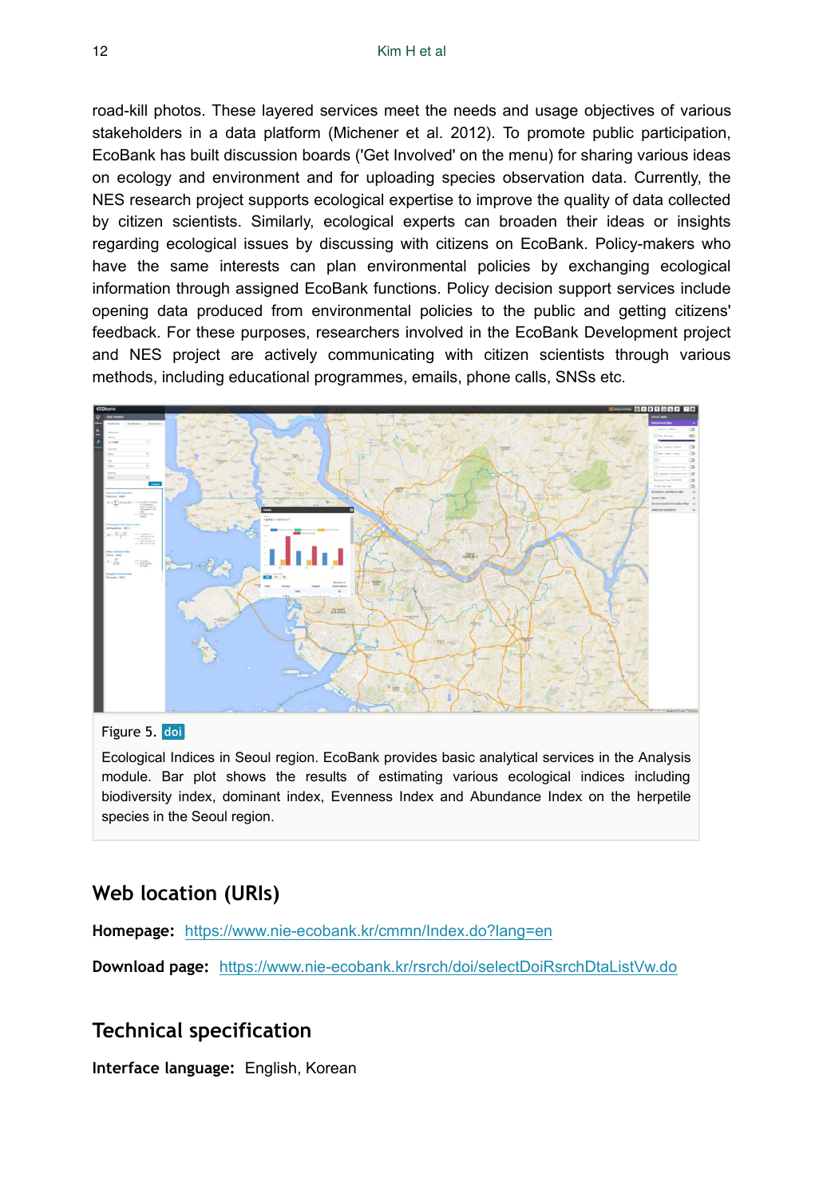road-kill photos. These layered services meet the needs and usage objectives of various stakeholders in a data platform (Michener et al. 2012). To promote public participation, EcoBank has built discussion boards ('Get Involved' on the menu) for sharing various ideas on ecology and environment and for uploading species observation data. Currently, the NES research project supports ecological expertise to improve the quality of data collected by citizen scientists. Similarly, ecological experts can broaden their ideas or insights regarding ecological issues by discussing with citizens on EcoBank. Policy-makers who have the same interests can plan environmental policies by exchanging ecological information through assigned EcoBank functions. Policy decision support services include opening data produced from environmental policies to the public and getting citizens' feedback. For these purposes, researchers involved in the EcoBank Development project and NES project are actively communicating with citizen scientists through various methods, including educational programmes, emails, phone calls, SNSs etc.

Figure 5. doi

Ecological Indices in Seoul region. EcoBank provides basic analytical services in the Analysis module. Bar plot shows the results of estimating various ecological indices including biodiversity index, dominant index, Evenness Index and Abundance Index on the herpetile species in the Seoul region.

## Web location (URIs)

**Homepage:** https://www.nie-ecobank.kr/cmmn/Index.do?lang=en

**Download page:** https://www.nie-ecobank.kr/rsrch/doi/selectDoiRsrchDtaListVw.do

## Technical specification

**Interface language:** English, Korean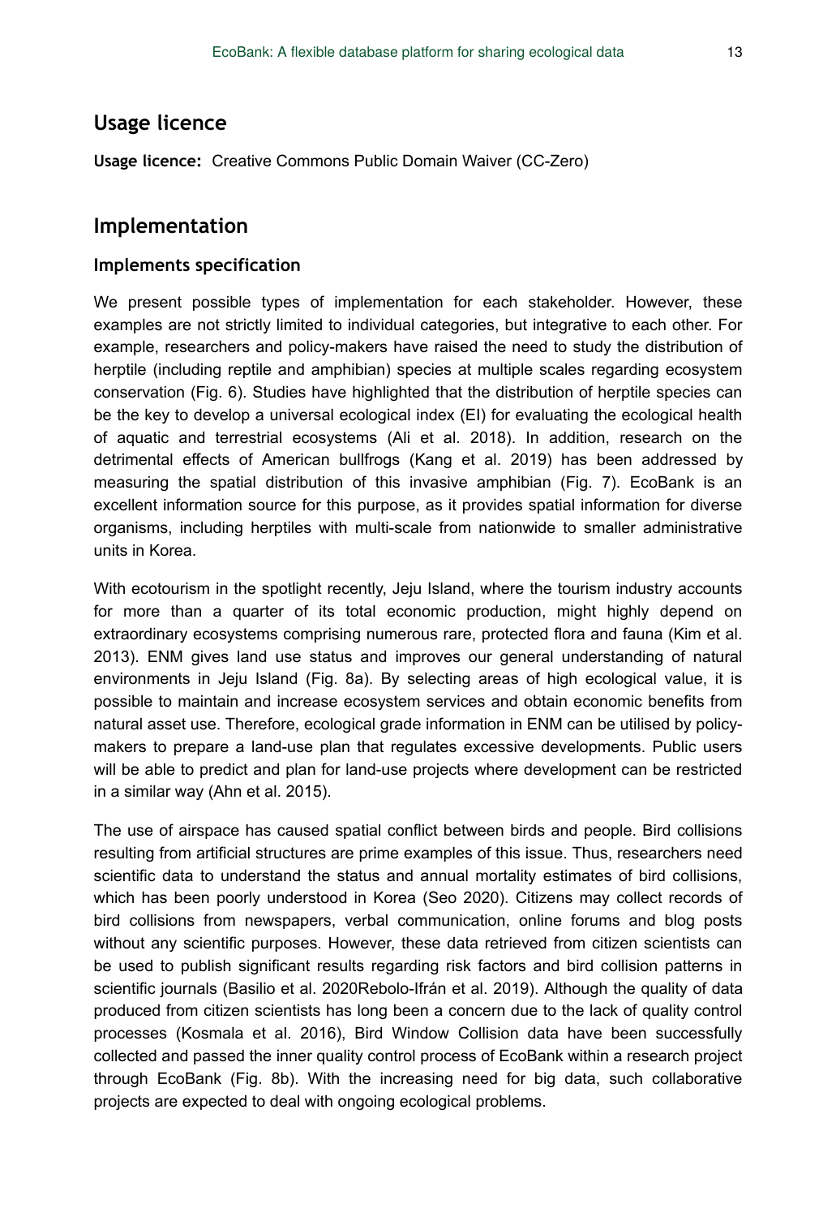## Usage licence

**Usage licence:** Creative Commons Public Domain Waiver (CC-Zero)

## Implementation

### Implements specification

We present possible types of implementation for each stakeholder. However, these examples are not strictly limited to individual categories, but integrative to each other. For example, researchers and policy-makers have raised the need to study the distribution of herptile (including reptile and amphibian) species at multiple scales regarding ecosystem conservation (Fig. 6). Studies have highlighted that the distribution of herptile species can be the key to develop a universal ecological index (EI) for evaluating the ecological health of aquatic and terrestrial ecosystems (Ali et al. 2018). In addition, research on the detrimental effects of American bullfrogs (Kang et al. 2019) has been addressed by measuring the spatial distribution of this invasive amphibian (Fig. 7). EcoBank is an excellent information source for this purpose, as it provides spatial information for diverse organisms, including herptiles with multi-scale from nationwide to smaller administrative units in Korea.

With ecotourism in the spotlight recently, Jeju Island, where the tourism industry accounts for more than a quarter of its total economic production, might highly depend on extraordinary ecosystems comprising numerous rare, protected flora and fauna (Kim et al. 2013). ENM gives land use status and improves our general understanding of natural environments in Jeju Island (Fig. 8a). By selecting areas of high ecological value, it is possible to maintain and increase ecosystem services and obtain economic benefits from natural asset use. Therefore, ecological grade information in ENM can be utilised by policy-makers to prepare a land-use plan that regulates excessive developments. Public users will be able to predict and plan for land-use projects where development can be restricted in a similar way (Ahn et al. 2015).

The use of airspace has caused spatial conflict between birds and people. Bird collisions resulting from artificial structures are prime examples of this issue. Thus, researchers need scientific data to understand the status and annual mortality estimates of bird collisions, which has been poorly understood in Korea (Seo 2020). Citizens may collect records of bird collisions from newspapers, verbal communication, online forums and blog posts without any scientific purposes. However, these data retrieved from citizen scientists can be used to publish significant results regarding risk factors and bird collision patterns in scientific journals (Basilio et al. 2020Rebolo-Ifrán et al. 2019). Although the quality of data produced from citizen scientists has long been a concern due to the lack of quality control processes (Kosmala et al. 2016), Bird Window Collision data have been successfully collected and passed the inner quality control process of EcoBank within a research project through EcoBank (Fig. 8b). With the increasing need for big data, such collaborative projects are expected to deal with ongoing ecological problems.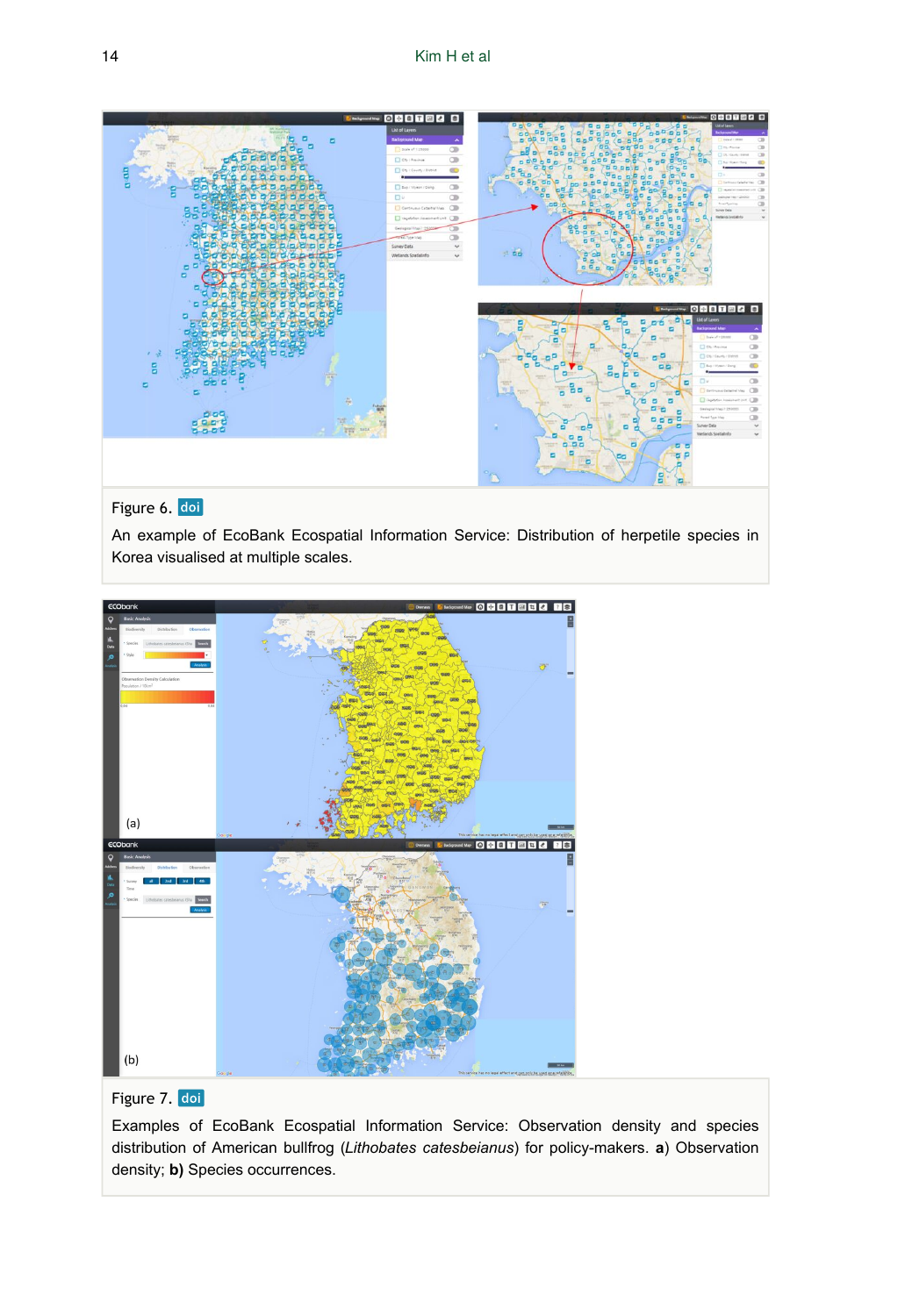Figure 6. doi

An example of EcoBank Ecospatial Information Service: Distribution of herpetile species in Korea visualised at multiple scales.

Figure 7. doi

Examples of EcoBank Ecospatial Information Service: Observation density and species distribution of American bullfrog (*Lithobates catesbeianus*) for policy-makers. **a**) Observation density; **b)** Species occurrences.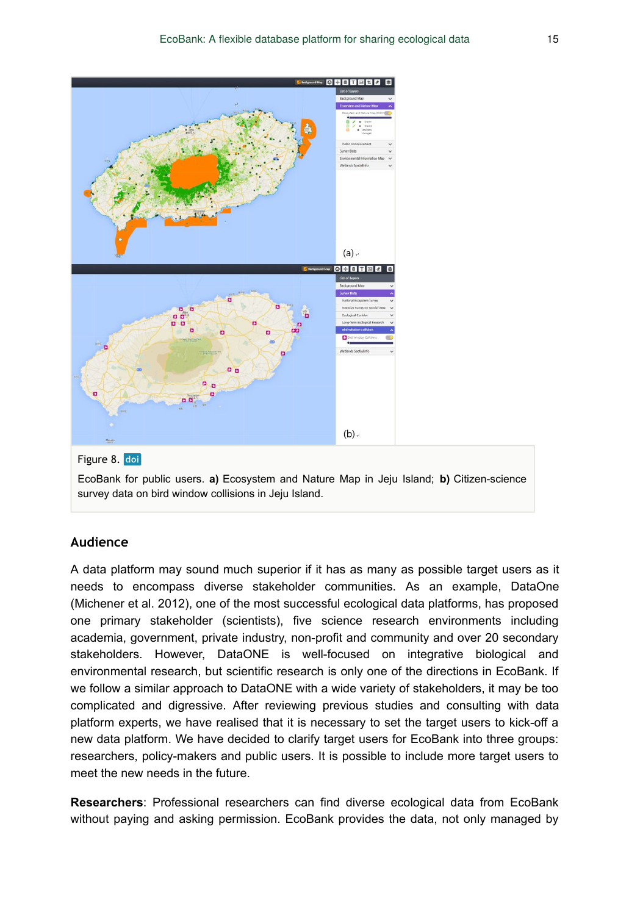Figure 8. doi

EcoBank for public users. **a)** Ecosystem and Nature Map in Jeju Island; **b)** Citizen-science survey data on bird window collisions in Jeju Island.

## Audience

A data platform may sound much superior if it has as many as possible target users as it needs to encompass diverse stakeholder communities. As an example, DataOne (Michener et al. 2012), one of the most successful ecological data platforms, has proposed one primary stakeholder (scientists), five science research environments including academia, government, private industry, non-profit and community and over 20 secondary stakeholders. However, DataONE is well-focused on integrative biological and environmental research, but scientific research is only one of the directions in EcoBank. If we follow a similar approach to DataONE with a wide variety of stakeholders, it may be too complicated and digressive. After reviewing previous studies and consulting with data platform experts, we have realised that it is necessary to set the target users to kick-off a new data platform. We have decided to clarify target users for EcoBank into three groups: researchers, policy-makers and public users. It is possible to include more target users to meet the new needs in the future.

**Researchers**: Professional researchers can find diverse ecological data from EcoBank without paying and asking permission. EcoBank provides the data, not only managed by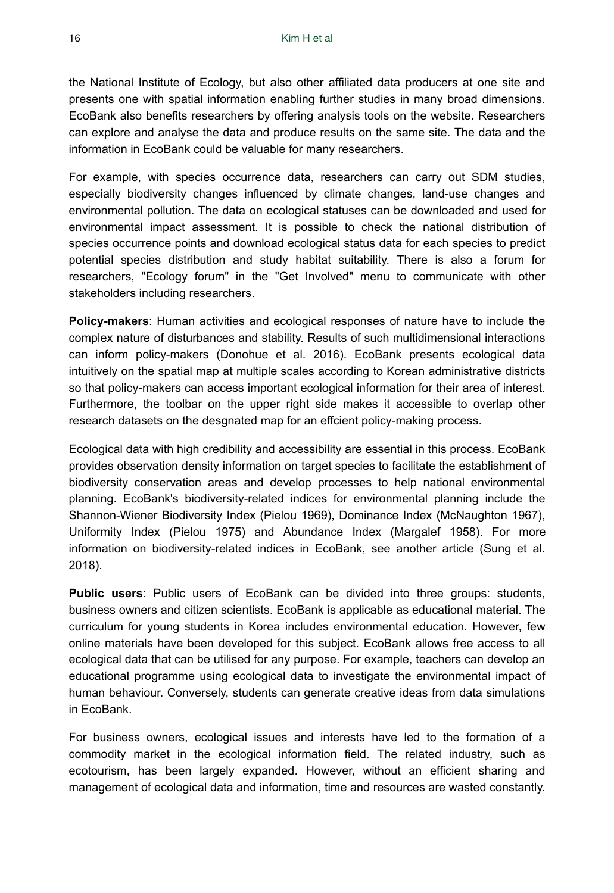the National Institute of Ecology, but also other affiliated data producers at one site and presents one with spatial information enabling further studies in many broad dimensions. EcoBank also benefits researchers by offering analysis tools on the website. Researchers can explore and analyse the data and produce results on the same site. The data and the information in EcoBank could be valuable for many researchers.

For example, with species occurrence data, researchers can carry out SDM studies, especially biodiversity changes influenced by climate changes, land-use changes and environmental pollution. The data on ecological statuses can be downloaded and used for environmental impact assessment. It is possible to check the national distribution of species occurrence points and download ecological status data for each species to predict potential species distribution and study habitat suitability. There is also a forum for researchers, "Ecology forum" in the "Get Involved" menu to communicate with other stakeholders including researchers.

**Policy-makers**: Human activities and ecological responses of nature have to include the complex nature of disturbances and stability. Results of such multidimensional interactions can inform policy-makers (Donohue et al. 2016). EcoBank presents ecological data intuitively on the spatial map at multiple scales according to Korean administrative districts so that policy-makers can access important ecological information for their area of interest. Furthermore, the toolbar on the upper right side makes it accessible to overlap other research datasets on the desgnated map for an effcient policy-making process.

Ecological data with high credibility and accessibility are essential in this process. EcoBank provides observation density information on target species to facilitate the establishment of biodiversity conservation areas and develop processes to help national environmental planning. EcoBank's biodiversity-related indices for environmental planning include the Shannon-Wiener Biodiversity Index (Pielou 1969), Dominance Index (McNaughton 1967), Uniformity Index (Pielou 1975) and Abundance Index (Margalef 1958). For more information on biodiversity-related indices in EcoBank, see another article (Sung et al. 2018).

**Public users**: Public users of EcoBank can be divided into three groups: students, business owners and citizen scientists. EcoBank is applicable as educational material. The curriculum for young students in Korea includes environmental education. However, few online materials have been developed for this subject. EcoBank allows free access to all ecological data that can be utilised for any purpose. For example, teachers can develop an educational programme using ecological data to investigate the environmental impact of human behaviour. Conversely, students can generate creative ideas from data simulations in EcoBank.

For business owners, ecological issues and interests have led to the formation of a commodity market in the ecological information field. The related industry, such as ecotourism, has been largely expanded. However, without an efficient sharing and management of ecological data and information, time and resources are wasted constantly.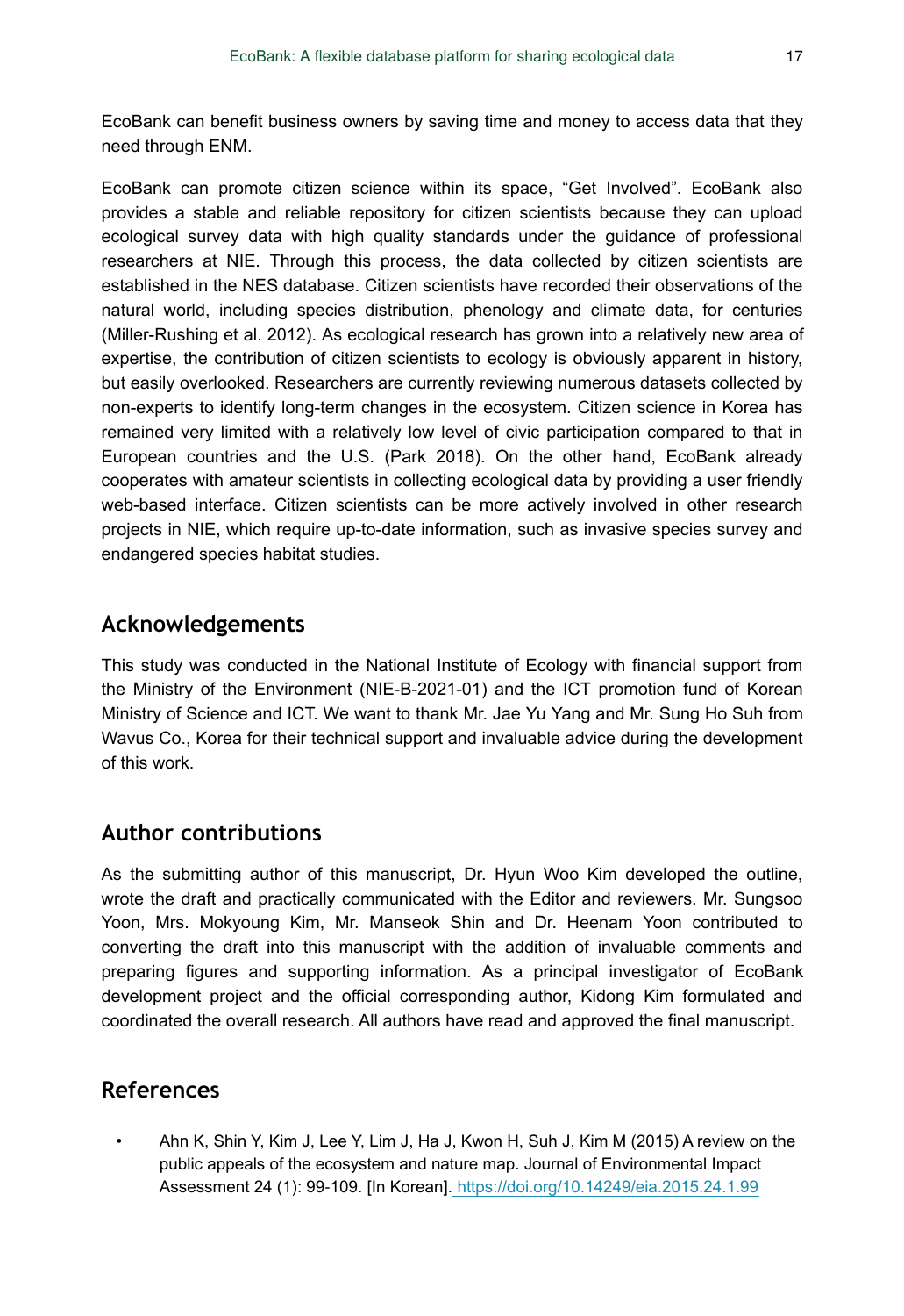EcoBank can benefit business owners by saving time and money to access data that they need through ENM.

EcoBank can promote citizen science within its space, “Get Involved”. EcoBank also provides a stable and reliable repository for citizen scientists because they can upload ecological survey data with high quality standards under the guidance of professional researchers at NIE. Through this process, the data collected by citizen scientists are established in the NES database. Citizen scientists have recorded their observations of the natural world, including species distribution, phenology and climate data, for centuries (Miller-Rushing et al. 2012). As ecological research has grown into a relatively new area of expertise, the contribution of citizen scientists to ecology is obviously apparent in history, but easily overlooked. Researchers are currently reviewing numerous datasets collected by non-experts to identify long-term changes in the ecosystem. Citizen science in Korea has remained very limited with a relatively low level of civic participation compared to that in European countries and the U.S. (Park 2018). On the other hand, EcoBank already cooperates with amateur scientists in collecting ecological data by providing a user friendly web-based interface. Citizen scientists can be more actively involved in other research projects in NIE, which require up-to-date information, such as invasive species survey and endangered species habitat studies.

## Acknowledgements

This study was conducted in the National Institute of Ecology with financial support from the Ministry of the Environment (NIE-B-2021-01) and the ICT promotion fund of Korean Ministry of Science and ICT. We want to thank Mr. Jae Yu Yang and Mr. Sung Ho Suh from Wavus Co., Korea for their technical support and invaluable advice during the development of this work.

## Author contributions

As the submitting author of this manuscript, Dr. Hyun Woo Kim developed the outline, wrote the draft and practically communicated with the Editor and reviewers. Mr. Sungsoo Yoon, Mrs. Mokyoung Kim, Mr. Manseok Shin and Dr. Heenam Yoon contributed to converting the draft into this manuscript with the addition of invaluable comments and preparing figures and supporting information. As a principal investigator of EcoBank development project and the official corresponding author, Kidong Kim formulated and coordinated the overall research. All authors have read and approved the final manuscript.

## References

- Ahn K, Shin Y, Kim J, Lee Y, Lim J, Ha J, Kwon H, Suh J, Kim M (2015) A review on the public appeals of the ecosystem and nature map. Journal of Environmental Impact Assessment 24 (1): 99-109. [In Korean]. https://doi.org/10.14249/eia.2015.24.1.99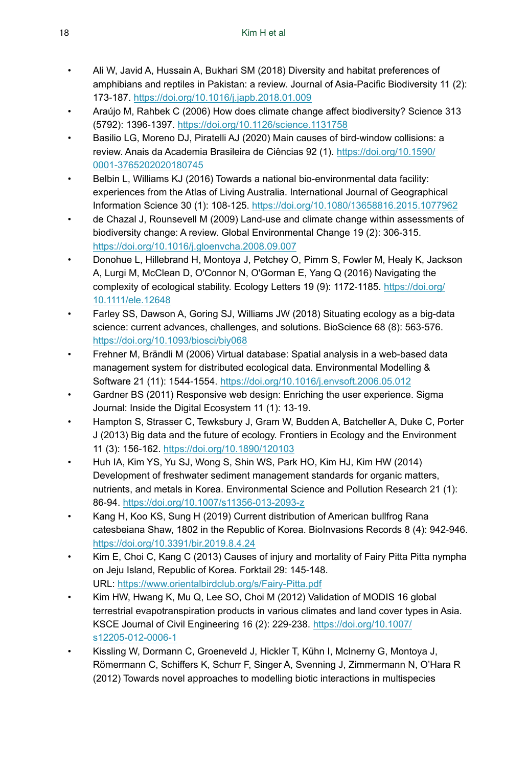- Ali W, Javid A, Hussain A, Bukhari SM (2018) Diversity and habitat preferences of amphibians and reptiles in Pakistan: a review. Journal of Asia-Pacific Biodiversity 11 (2): 173-187. https://doi.org/10.1016/j.japb.2018.01.009
- Araújo M, Rahbek C (2006) How does climate change affect biodiversity? Science 313 (5792): 1396-1397. https://doi.org/10.1126/science.1131758
- Basilio LG, Moreno DJ, Piratelli AJ (2020) Main causes of bird-window collisions: a review. Anais da Academia Brasileira de Ciências 92 (1). https://doi.org/10.1590/0001-3765202020180745
- Belbin L, Williams KJ (2016) Towards a national bio-environmental data facility: experiences from the Atlas of Living Australia. International Journal of Geographical Information Science 30 (1): 108-125. https://doi.org/10.1080/13658816.2015.1077962
- de Chazal J, Rounsevell M (2009) Land-use and climate change within assessments of biodiversity change: A review. Global Environmental Change 19 (2): 306-315. https://doi.org/10.1016/j.gloenvcha.2008.09.007
- Donohue L, Hillebrand H, Montoya J, Petchey O, Pimm S, Fowler M, Healy K, Jackson A, Lurgi M, McClean D, O'Connor N, O'Gorman E, Yang Q (2016) Navigating the complexity of ecological stability. Ecology Letters 19 (9): 1172-1185. https://doi.org/10.1111/ele.12648
- Farley SS, Dawson A, Goring SJ, Williams JW (2018) Situating ecology as a big-data science: current advances, challenges, and solutions. BioScience 68 (8): 563-576. https://doi.org/10.1093/biosci/biy068
- Frehner M, Brändli M (2006) Virtual database: Spatial analysis in a web-based data management system for distributed ecological data. Environmental Modelling & Software 21 (11): 1544-1554. https://doi.org/10.1016/j.envsoft.2006.05.012
- Gardner BS (2011) Responsive web design: Enriching the user experience. Sigma Journal: Inside the Digital Ecosystem 11 (1): 13-19.
- Hampton S, Strasser C, Tewksbury J, Gram W, Budden A, Batcheller A, Duke C, Porter J (2013) Big data and the future of ecology. Frontiers in Ecology and the Environment 11 (3): 156-162. https://doi.org/10.1890/120103
- Huh IA, Kim YS, Yu SJ, Wong S, Shin WS, Park HO, Kim HJ, Kim HW (2014) Development of freshwater sediment management standards for organic matters, nutrients, and metals in Korea. Environmental Science and Pollution Research 21 (1): 86-94. https://doi.org/10.1007/s11356-013-2093-z
- Kang H, Koo KS, Sung H (2019) Current distribution of American bullfrog Rana catesbeiana Shaw, 1802 in the Republic of Korea. BioInvasions Records 8 (4): 942-946. https://doi.org/10.3391/bir.2019.8.4.24
- Kim E, Choi C, Kang C (2013) Causes of injury and mortality of Fairy Pitta Pitta nympha on Jeju Island, Republic of Korea. Forktail 29: 145-148. URL: https://www.orientalbirdclub.org/s/Fairy-Pitta.pdf
- Kim HW, Hwang K, Mu Q, Lee SO, Choi M (2012) Validation of MODIS 16 global terrestrial evapotranspiration products in various climates and land cover types in Asia. KSCE Journal of Civil Engineering 16 (2): 229-238. https://doi.org/10.1007/s12205-012-0006-1
- Kissling W, Dormann C, Groeneveld J, Hickler T, Kühn I, McInerny G, Montoya J, Römermann C, Schiffers K, Schurr F, Singer A, Svenning J, Zimmermann N, O'Hara R (2012) Towards novel approaches to modelling biotic interactions in multispecies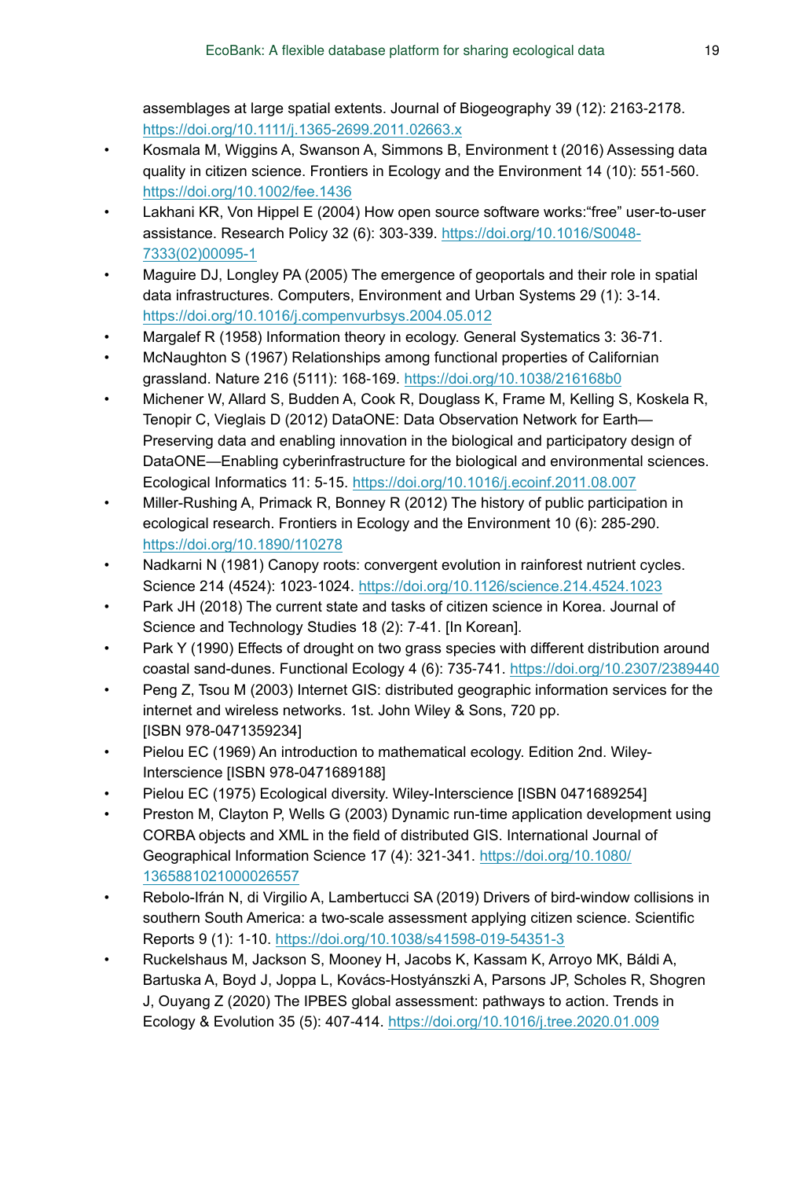assemblages at large spatial extents. Journal of Biogeography 39 (12): 2163-2178. https://doi.org/10.1111/j.1365-2699.2011.02663.x

- Kosmala M, Wiggins A, Swanson A, Simmons B, Environment t (2016) Assessing data quality in citizen science. Frontiers in Ecology and the Environment 14 (10): 551-560. https://doi.org/10.1002/fee.1436
- Lakhani KR, Von Hippel E (2004) How open source software works:“free” user-to-user assistance. Research Policy 32 (6): 303-339. https://doi.org/10.1016/S0048-7333(02)00095-1
- Maguire DJ, Longley PA (2005) The emergence of geoportals and their role in spatial data infrastructures. Computers, Environment and Urban Systems 29 (1): 3-14. https://doi.org/10.1016/j.compenvurbsys.2004.05.012
- Margalef R (1958) Information theory in ecology. General Systematics 3: 36-71.
- McNaughton S (1967) Relationships among functional properties of Californian grassland. Nature 216 (5111): 168-169. https://doi.org/10.1038/216168b0
- Michener W, Allard S, Budden A, Cook R, Douglass K, Frame M, Kelling S, Koskela R, Tenopir C, Vieglais D (2012) DataONE: Data Observation Network for Earth—Preserving data and enabling innovation in the biological and participatory design of DataONE—Enabling cyberinfrastructure for the biological and environmental sciences. Ecological Informatics 11: 5-15. https://doi.org/10.1016/j.ecoinf.2011.08.007
- Miller-Rushing A, Primack R, Bonney R (2012) The history of public participation in ecological research. Frontiers in Ecology and the Environment 10 (6): 285-290. https://doi.org/10.1890/110278
- Nadkarni N (1981) Canopy roots: convergent evolution in rainforest nutrient cycles. Science 214 (4524): 1023-1024. https://doi.org/10.1126/science.214.4524.1023
- Park JH (2018) The current state and tasks of citizen science in Korea. Journal of Science and Technology Studies 18 (2): 7-41. [In Korean].
- Park Y (1990) Effects of drought on two grass species with different distribution around coastal sand-dunes. Functional Ecology 4 (6): 735-741. https://doi.org/10.2307/2389440
- Peng Z, Tsou M (2003) Internet GIS: distributed geographic information services for the internet and wireless networks. 1st. John Wiley & Sons, 720 pp. [ISBN 978-0471359234]
- Pielou EC (1969) An introduction to mathematical ecology. Edition 2nd. Wiley-Interscience [ISBN 978-0471689188]
- Pielou EC (1975) Ecological diversity. Wiley-Interscience [ISBN 0471689254]
- Preston M, Clayton P, Wells G (2003) Dynamic run-time application development using CORBA objects and XML in the field of distributed GIS. International Journal of Geographical Information Science 17 (4): 321-341. https://doi.org/10.1080/1365881021000026557
- Rebolo-Ifrán N, di Virgilio A, Lambertucci SA (2019) Drivers of bird-window collisions in southern South America: a two-scale assessment applying citizen science. Scientific Reports 9 (1): 1-10. https://doi.org/10.1038/s41598-019-54351-3
- Ruckelshaus M, Jackson S, Mooney H, Jacobs K, Kassam K, Arroyo MK, Báldi A, Bartuska A, Boyd J, Joppa L, Kovács-Hostyánszki A, Parsons JP, Scholes R, Shogren J, Ouyang Z (2020) The IPBES global assessment: pathways to action. Trends in Ecology & Evolution 35 (5): 407-414. https://doi.org/10.1016/j.tree.2020.01.009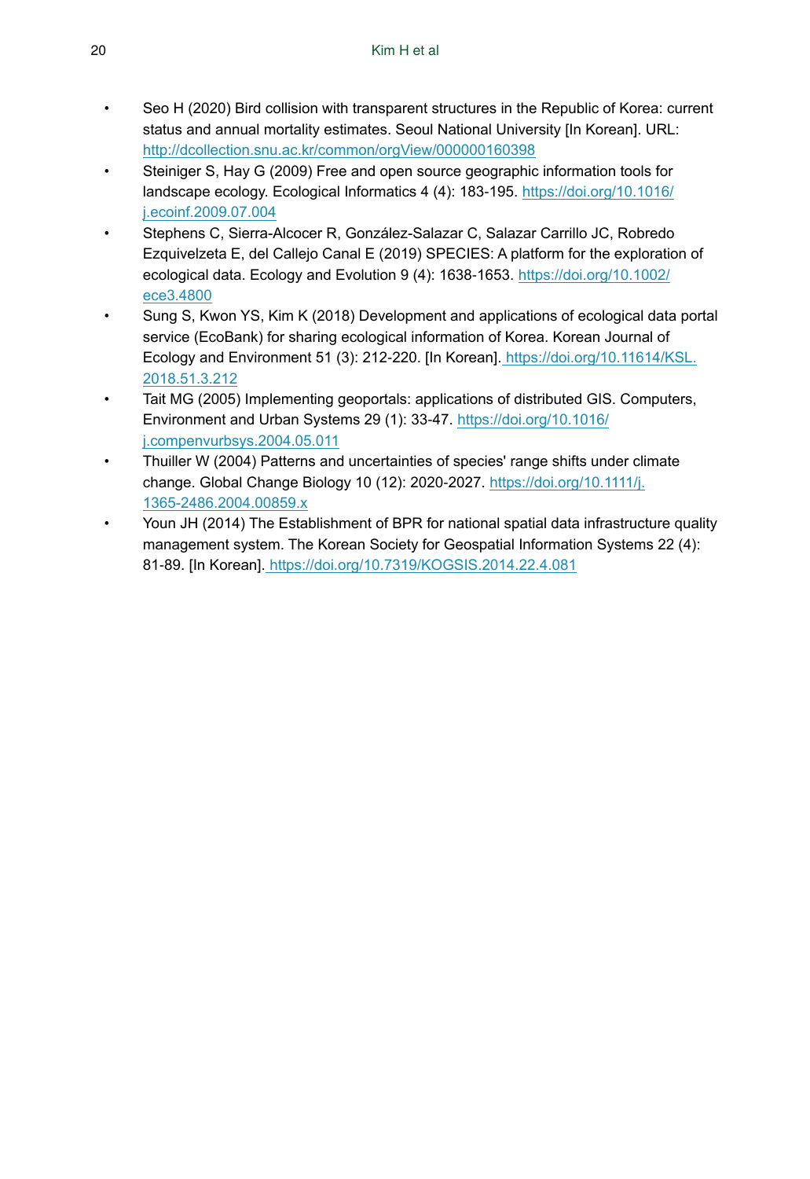- Seo H (2020) Bird collision with transparent structures in the Republic of Korea: current status and annual mortality estimates. Seoul National University [In Korean]. URL: http://dcollection.snu.ac.kr/common/orgView/000000160398
- Steiniger S, Hay G (2009) Free and open source geographic information tools for landscape ecology. Ecological Informatics 4 (4): 183-195. https://doi.org/10.1016/j.ecoinf.2009.07.004
- Stephens C, Sierra-Alcocer R, González-Salazar C, Salazar Carrillo JC, Robredo Ezquivelzeta E, del Callejo Canal E (2019) SPECIES: A platform for the exploration of ecological data. Ecology and Evolution 9 (4): 1638-1653. https://doi.org/10.1002/ece3.4800
- Sung S, Kwon YS, Kim K (2018) Development and applications of ecological data portal service (EcoBank) for sharing ecological information of Korea. Korean Journal of Ecology and Environment 51 (3): 212-220. [In Korean]. https://doi.org/10.11614/KSL.2018.51.3.212
- Tait MG (2005) Implementing geoportals: applications of distributed GIS. Computers, Environment and Urban Systems 29 (1): 33-47. https://doi.org/10.1016/j.compenvurbsys.2004.05.011
- Thuiller W (2004) Patterns and uncertainties of species' range shifts under climate change. Global Change Biology 10 (12): 2020-2027. https://doi.org/10.1111/j.1365-2486.2004.00859.x
- Youn JH (2014) The Establishment of BPR for national spatial data infrastructure quality management system. The Korean Society for Geospatial Information Systems 22 (4): 81-89. [In Korean]. https://doi.org/10.7319/KOGSIS.2014.22.4.081